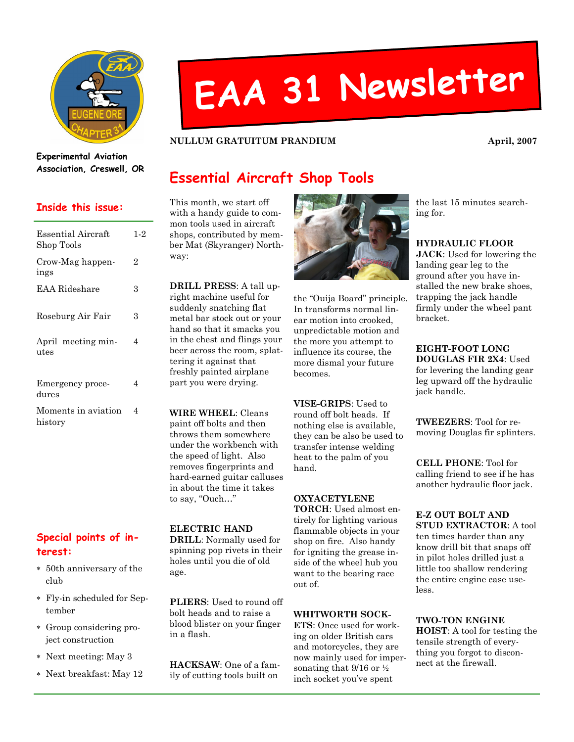# EAA 31 Newsletter

**Experimental Aviation Association, Creswell, OR**

**NULLUM GRATUITUM PRANDIUM** — **April, 2007**

## Inside this issue:

| | |
|---|---|
| Essential Aircraft Shop Tools | 1-2 |
| Crow-Mag happenings | 2 |
| EAA Rideshare | 3 |
| Roseburg Air Fair | 3 |
| April meeting minutes | 4 |
| Emergency procedures | 4 |
| Moments in aviation history | 4 |

## Special points of interest:

- 50th anniversary of the club
- Fly-in scheduled for September
- Group considering project construction
- Next meeting: May 3
- Next breakfast: May 12

## Essential Aircraft Shop Tools

This month, we start off with a handy guide to common tools used in aircraft shops, contributed by member Mat (Skyranger) Northway:

**DRILL PRESS**: A tall upright machine useful for suddenly snatching flat metal bar stock out or your hand so that it smacks you in the chest and flings your beer across the room, splattering it against that freshly painted airplane part you were drying.

**WIRE WHEEL**: Cleans paint off bolts and then throws them somewhere under the workbench with the speed of light. Also removes fingerprints and hard-earned guitar calluses in about the time it takes to say, "Ouch…"

**ELECTRIC HAND DRILL**: Normally used for spinning pop rivets in their holes until you die of old age.

**PLIERS**: Used to round off bolt heads and to raise a blood blister on your finger in a flash.

**HACKSAW**: One of a family of cutting tools built on the "Ouija Board" principle. In transforms normal linear motion into crooked, unpredictable motion and the more you attempt to influence its course, the more dismal your future becomes.

**VISE-GRIPS**: Used to round off bolt heads. If nothing else is available, they can be also be used to transfer intense welding heat to the palm of you hand.

**OXYACETYLENE TORCH**: Used almost entirely for lighting various flammable objects in your shop on fire. Also handy for igniting the grease inside of the wheel hub you want to the bearing race out of.

**WHITWORTH SOCKETS**: Once used for working on older British cars and motorcycles, they are now mainly used for impersonating that 9/16 or ½ inch socket you've spent the last 15 minutes searching for.

**HYDRAULIC FLOOR JACK**: Used for lowering the landing gear leg to the ground after you have installed the new brake shoes, trapping the jack handle firmly under the wheel pant bracket.

**EIGHT-FOOT LONG DOUGLAS FIR 2X4**: Used for levering the landing gear leg upward off the hydraulic jack handle.

**TWEEZERS**: Tool for removing Douglas fir splinters.

**CELL PHONE**: Tool for calling friend to see if he has another hydraulic floor jack.

**E-Z OUT BOLT AND STUD EXTRACTOR**: A tool ten times harder than any know drill bit that snaps off in pilot holes drilled just a little too shallow rendering the entire engine case useless.

**TWO-TON ENGINE HOIST**: A tool for testing the tensile strength of everything you forgot to disconnect at the firewall.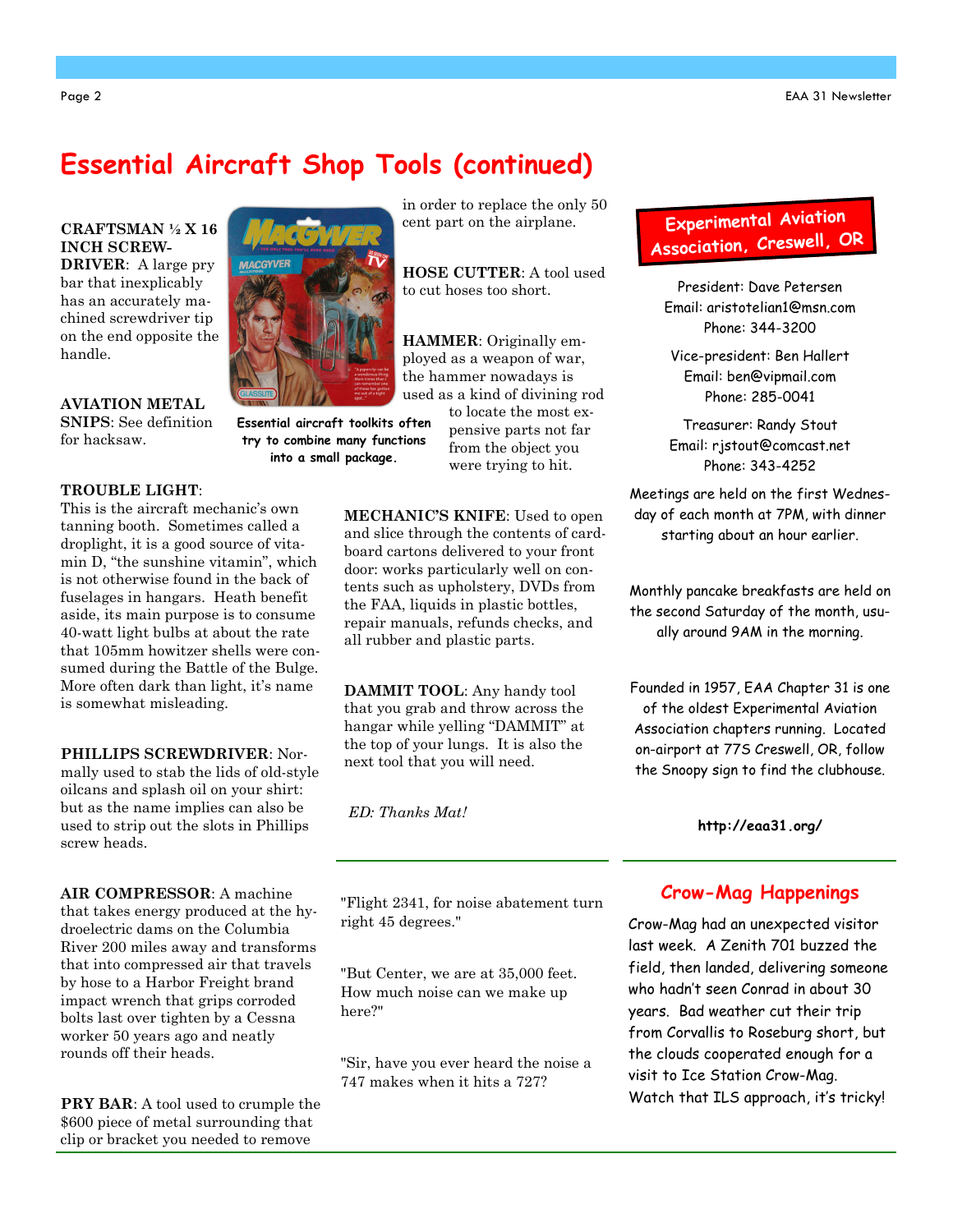# Essential Aircraft Shop Tools (continued)

**CRAFTSMAN ½ X 16 INCH SCREW-DRIVER**: A large pry bar that inexplicably has an accurately machined screwdriver tip on the end opposite the handle.

**AVIATION METAL SNIPS**: See definition for hacksaw.

Essential aircraft toolkits often try to combine many functions into a small package.

**TROUBLE LIGHT**: This is the aircraft mechanic's own tanning booth. Sometimes called a droplight, it is a good source of vitamin D, "the sunshine vitamin", which is not otherwise found in the back of fuselages in hangars. Heath benefit aside, its main purpose is to consume 40-watt light bulbs at about the rate that 105mm howitzer shells were consumed during the Battle of the Bulge. More often dark than light, it's name is somewhat misleading.

**PHILLIPS SCREWDRIVER**: Normally used to stab the lids of old-style oilcans and splash oil on your shirt: but as the name implies can also be used to strip out the slots in Phillips screw heads.

**AIR COMPRESSOR**: A machine that takes energy produced at the hydroelectric dams on the Columbia River 200 miles away and transforms that into compressed air that travels by hose to a Harbor Freight brand impact wrench that grips corroded bolts last over tighten by a Cessna worker 50 years ago and neatly rounds off their heads.

**PRY BAR**: A tool used to crumple the $600 piece of metal surrounding that clip or bracket you needed to remove in order to replace the only 50 cent part on the airplane.

**HOSE CUTTER**: A tool used to cut hoses too short.

**HAMMER**: Originally employed as a weapon of war, the hammer nowadays is used as a kind of divining rod to locate the most expensive parts not far from the object you were trying to hit.

**MECHANIC'S KNIFE**: Used to open and slice through the contents of cardboard cartons delivered to your front door: works particularly well on contents such as upholstery, DVDs from the FAA, liquids in plastic bottles, repair manuals, refunds checks, and all rubber and plastic parts.

**DAMMIT TOOL**: Any handy tool that you grab and throw across the hangar while yelling "DAMMIT" at the top of your lungs. It is also the next tool that you will need.

*ED: Thanks Mat!*

---

"Flight 2341, for noise abatement turn right 45 degrees."

"But Center, we are at 35,000 feet. How much noise can we make up here?"

"Sir, have you ever heard the noise a 747 makes when it hits a 727?

---

## Experimental Aviation Association, Creswell, OR

President: Dave Petersen
Email: aristotelian1@msn.com
Phone: 344-3200

Vice-president: Ben Hallert
Email: ben@vipmail.com
Phone: 285-0041

Treasurer: Randy Stout
Email: rjstout@comcast.net
Phone: 343-4252

Meetings are held on the first Wednesday of each month at 7PM, with dinner starting about an hour earlier.

Monthly pancake breakfasts are held on the second Saturday of the month, usually around 9AM in the morning.

Founded in 1957, EAA Chapter 31 is one of the oldest Experimental Aviation Association chapters running. Located on-airport at 77S Creswell, OR, follow the Snoopy sign to find the clubhouse.

**http://eaa31.org/**

## Crow-Mag Happenings

Crow-Mag had an unexpected visitor last week. A Zenith 701 buzzed the field, then landed, delivering someone who hadn't seen Conrad in about 30 years. Bad weather cut their trip from Corvallis to Roseburg short, but the clouds cooperated enough for a visit to Ice Station Crow-Mag. Watch that ILS approach, it's tricky!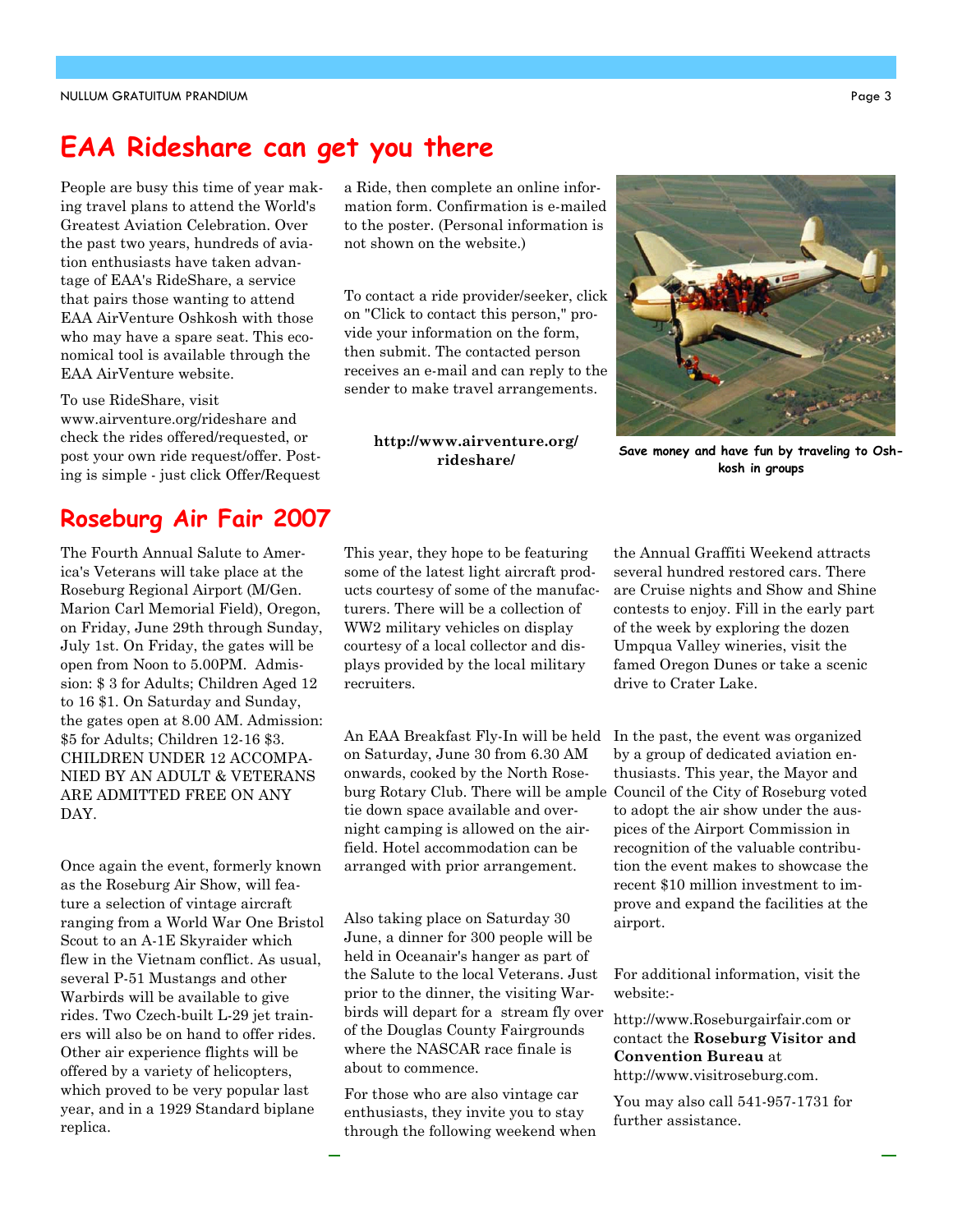## EAA Rideshare can get you there

People are busy this time of year making travel plans to attend the World's Greatest Aviation Celebration. Over the past two years, hundreds of aviation enthusiasts have taken advantage of EAA's RideShare, a service that pairs those wanting to attend EAA AirVenture Oshkosh with those who may have a spare seat. This economical tool is available through the EAA AirVenture website.

To use RideShare, visit www.airventure.org/rideshare and check the rides offered/requested, or post your own ride request/offer. Posting is simple - just click Offer/Request a Ride, then complete an online information form. Confirmation is e-mailed to the poster. (Personal information is not shown on the website.)

To contact a ride provider/seeker, click on "Click to contact this person," provide your information on the form, then submit. The contacted person receives an e-mail and can reply to the sender to make travel arrangements.

**http://www.airventure.org/rideshare/**

**Save money and have fun by traveling to Oshkosh in groups**

## Roseburg Air Fair 2007

The Fourth Annual Salute to America's Veterans will take place at the Roseburg Regional Airport (M/Gen. Marion Carl Memorial Field), Oregon, on Friday, June 29th through Sunday, July 1st. On Friday, the gates will be open from Noon to 5.00PM. Admission: $ 3 for Adults; Children Aged 12 to 16 $1. On Saturday and Sunday, the gates open at 8.00 AM. Admission: $5 for Adults; Children 12-16 $3. CHILDREN UNDER 12 ACCOMPANIED BY AN ADULT & VETERANS ARE ADMITTED FREE ON ANY DAY.

Once again the event, formerly known as the Roseburg Air Show, will feature a selection of vintage aircraft ranging from a World War One Bristol Scout to an A-1E Skyraider which flew in the Vietnam conflict. As usual, several P-51 Mustangs and other Warbirds will be available to give rides. Two Czech-built L-29 jet trainers will also be on hand to offer rides. Other air experience flights will be offered by a variety of helicopters, which proved to be very popular last year, and in a 1929 Standard biplane replica.

This year, they hope to be featuring some of the latest light aircraft products courtesy of some of the manufacturers. There will be a collection of WW2 military vehicles on display courtesy of a local collector and displays provided by the local military recruiters.

An EAA Breakfast Fly-In will be held on Saturday, June 30 from 6.30 AM onwards, cooked by the North Roseburg Rotary Club. There will be ample tie down space available and overnight camping is allowed on the airfield. Hotel accommodation can be arranged with prior arrangement.

Also taking place on Saturday 30 June, a dinner for 300 people will be held in Oceanair's hanger as part of the Salute to the local Veterans. Just prior to the dinner, the visiting Warbirds will depart for a stream fly over of the Douglas County Fairgrounds where the NASCAR race finale is about to commence.

For those who are also vintage car enthusiasts, they invite you to stay through the following weekend when the Annual Graffiti Weekend attracts several hundred restored cars. There are Cruise nights and Show and Shine contests to enjoy. Fill in the early part of the week by exploring the dozen Umpqua Valley wineries, visit the famed Oregon Dunes or take a scenic drive to Crater Lake.

In the past, the event was organized by a group of dedicated aviation enthusiasts. This year, the Mayor and Council of the City of Roseburg voted to adopt the air show under the auspices of the Airport Commission in recognition of the valuable contribution the event makes to showcase the recent $10 million investment to improve and expand the facilities at the airport.

For additional information, visit the website:-

http://www.Roseburgairfair.com or contact the **Roseburg Visitor and Convention Bureau** at http://www.visitroseburg.com.

You may also call 541-957-1731 for further assistance.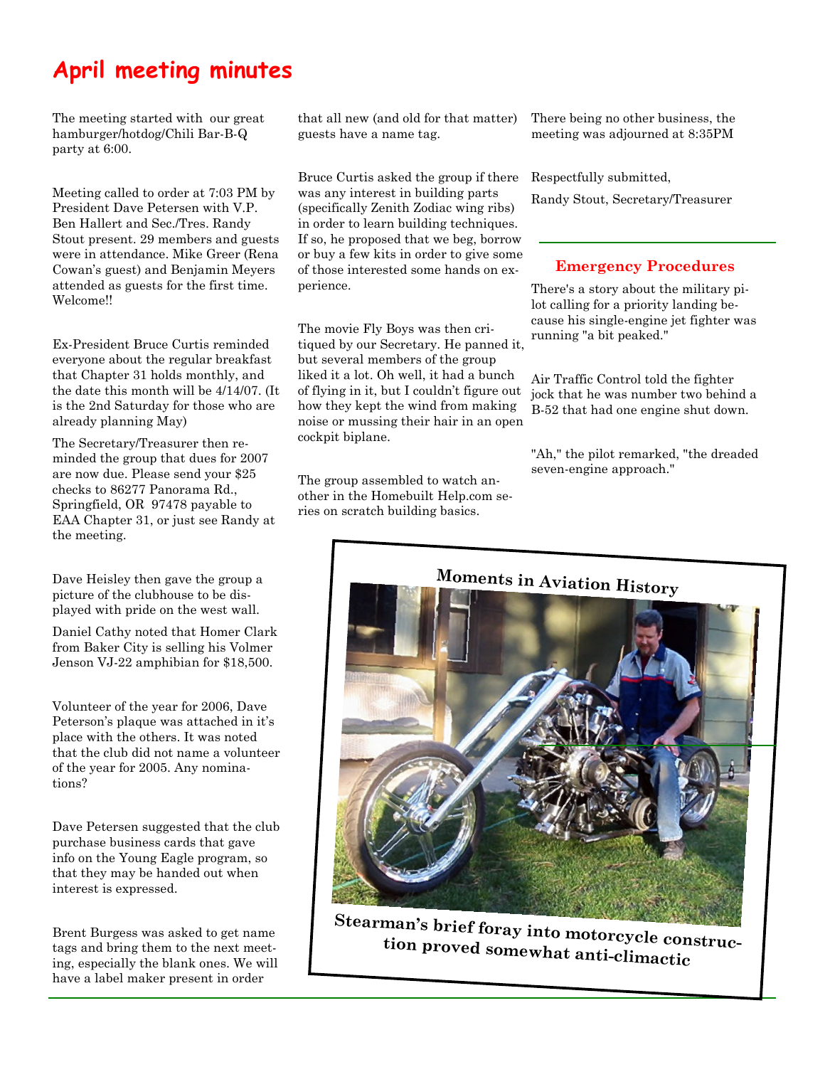# April meeting minutes

The meeting started with our great hamburger/hotdog/Chili Bar-B-Q party at 6:00.

Meeting called to order at 7:03 PM by President Dave Petersen with V.P. Ben Hallert and Sec./Tres. Randy Stout present. 29 members and guests were in attendance. Mike Greer (Rena Cowan's guest) and Benjamin Meyers attended as guests for the first time. Welcome!!

Ex-President Bruce Curtis reminded everyone about the regular breakfast that Chapter 31 holds monthly, and the date this month will be 4/14/07. (It is the 2nd Saturday for those who are already planning May)

The Secretary/Treasurer then reminded the group that dues for 2007 are now due. Please send your $25 checks to 86277 Panorama Rd., Springfield, OR 97478 payable to EAA Chapter 31, or just see Randy at the meeting.

Dave Heisley then gave the group a picture of the clubhouse to be displayed with pride on the west wall.

Daniel Cathy noted that Homer Clark from Baker City is selling his Volmer Jenson VJ-22 amphibian for $18,500.

Volunteer of the year for 2006, Dave Peterson's plaque was attached in it's place with the others. It was noted that the club did not name a volunteer of the year for 2005. Any nominations?

Dave Petersen suggested that the club purchase business cards that gave info on the Young Eagle program, so that they may be handed out when interest is expressed.

Brent Burgess was asked to get name tags and bring them to the next meeting, especially the blank ones. We will have a label maker present in order that all new (and old for that matter) guests have a name tag.

Bruce Curtis asked the group if there was any interest in building parts (specifically Zenith Zodiac wing ribs) in order to learn building techniques. If so, he proposed that we beg, borrow or buy a few kits in order to give some of those interested some hands on experience.

The movie Fly Boys was then critiqued by our Secretary. He panned it, but several members of the group liked it a lot. Oh well, it had a bunch of flying in it, but I couldn't figure out how they kept the wind from making noise or mussing their hair in an open cockpit biplane.

The group assembled to watch another in the Homebuilt Help.com series on scratch building basics.

There being no other business, the meeting was adjourned at 8:35PM

Respectfully submitted,

Randy Stout, Secretary/Treasurer

## Emergency Procedures

There's a story about the military pilot calling for a priority landing because his single-engine jet fighter was running "a bit peaked."

Air Traffic Control told the fighter jock that he was number two behind a B-52 that had one engine shut down.

"Ah," the pilot remarked, "the dreaded seven-engine approach."

**Moments in Aviation History**

**Stearman's brief foray into motorcycle construction proved somewhat anti-climactic**